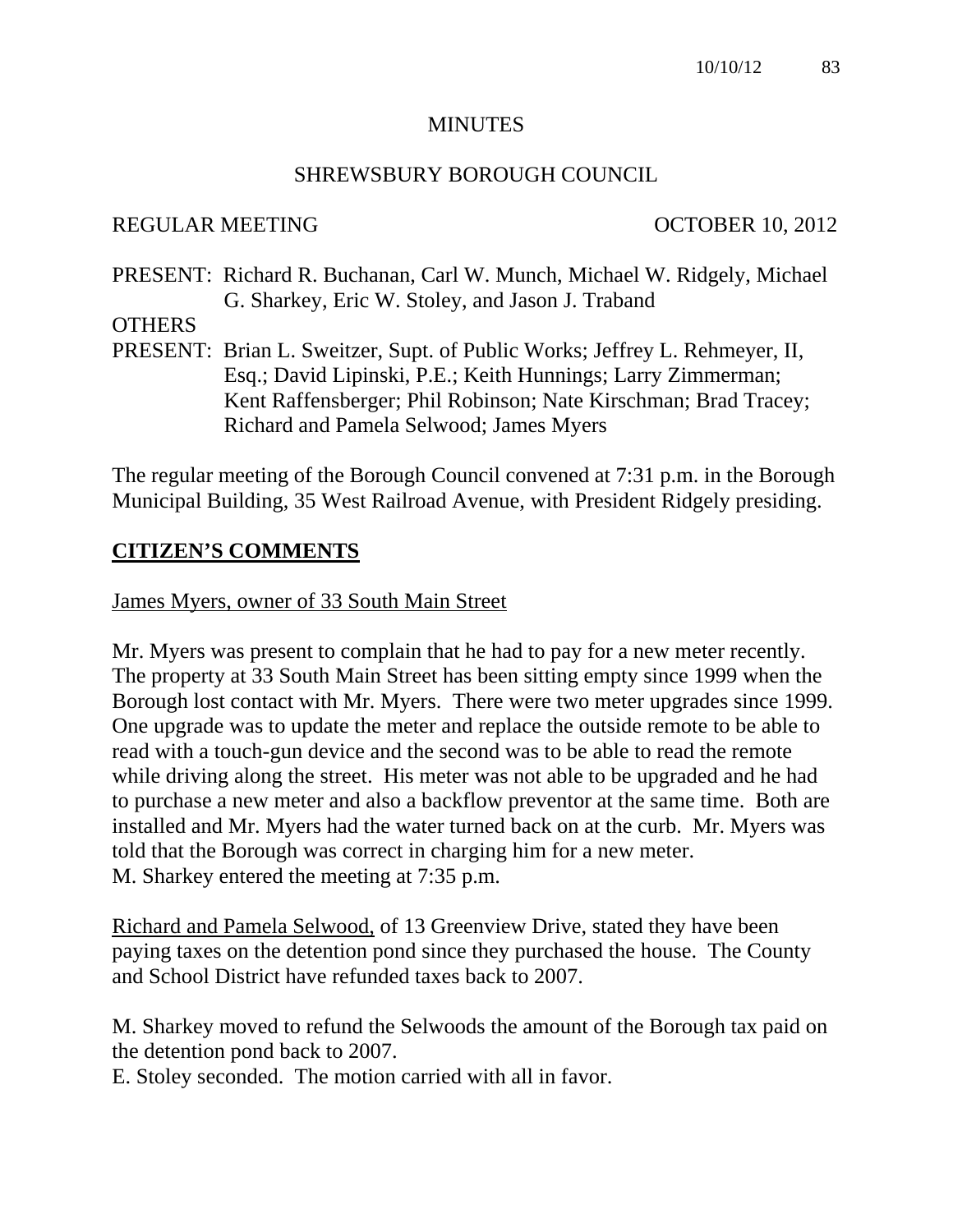# MINUTES

## SHREWSBURY BOROUGH COUNCIL

REGULAR MEETING OCTOBER 10, 2012

PRESENT: Richard R. Buchanan, Carl W. Munch, Michael W. Ridgely, Michael G. Sharkey, Eric W. Stoley, and Jason J. Traband

OTHERS PRESENT: Brian L. Sweitzer, Supt. of Public Works; Jeffrey L. Rehmeyer, II, Esq.; David Lipinski, P.E.; Keith Hunnings; Larry Zimmerman; Kent Raffensberger; Phil Robinson; Nate Kirschman; Brad Tracey; Richard and Pamela Selwood; James Myers

The regular meeting of the Borough Council convened at 7:31 p.m. in the Borough Municipal Building, 35 West Railroad Avenue, with President Ridgely presiding.

**CITIZEN'S COMMENTS**

James Myers, owner of 33 South Main Street

Mr. Myers was present to complain that he had to pay for a new meter recently. The property at 33 South Main Street has been sitting empty since 1999 when the Borough lost contact with Mr. Myers. There were two meter upgrades since 1999. One upgrade was to update the meter and replace the outside remote to be able to read with a touch-gun device and the second was to be able to read the remote while driving along the street. His meter was not able to be upgraded and he had to purchase a new meter and also a backflow preventor at the same time. Both are installed and Mr. Myers had the water turned back on at the curb. Mr. Myers was told that the Borough was correct in charging him for a new meter.
M. Sharkey entered the meeting at 7:35 p.m.

Richard and Pamela Selwood, of 13 Greenview Drive, stated they have been paying taxes on the detention pond since they purchased the house. The County and School District have refunded taxes back to 2007.

M. Sharkey moved to refund the Selwoods the amount of the Borough tax paid on the detention pond back to 2007.
E. Stoley seconded. The motion carried with all in favor.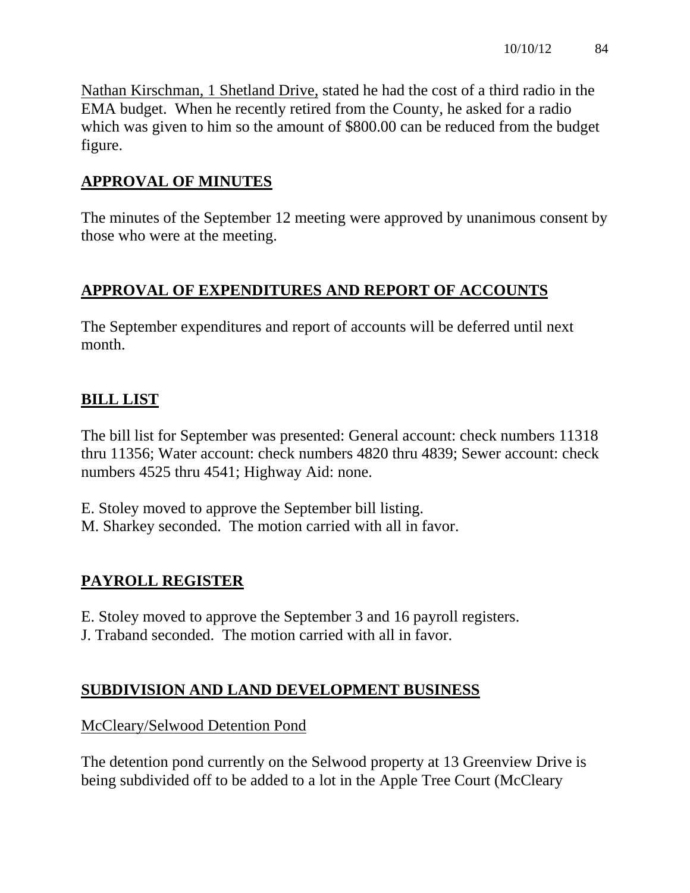Nathan Kirschman, 1 Shetland Drive, stated he had the cost of a third radio in the EMA budget. When he recently retired from the County, he asked for a radio which was given to him so the amount of $800.00 can be reduced from the budget figure.

## APPROVAL OF MINUTES

The minutes of the September 12 meeting were approved by unanimous consent by those who were at the meeting.

## APPROVAL OF EXPENDITURES AND REPORT OF ACCOUNTS

The September expenditures and report of accounts will be deferred until next month.

## BILL LIST

The bill list for September was presented: General account: check numbers 11318 thru 11356; Water account: check numbers 4820 thru 4839; Sewer account: check numbers 4525 thru 4541; Highway Aid: none.

E. Stoley moved to approve the September bill listing.
M. Sharkey seconded. The motion carried with all in favor.

## PAYROLL REGISTER

E. Stoley moved to approve the September 3 and 16 payroll registers.
J. Traband seconded. The motion carried with all in favor.

## SUBDIVISION AND LAND DEVELOPMENT BUSINESS

McCleary/Selwood Detention Pond

The detention pond currently on the Selwood property at 13 Greenview Drive is being subdivided off to be added to a lot in the Apple Tree Court (McCleary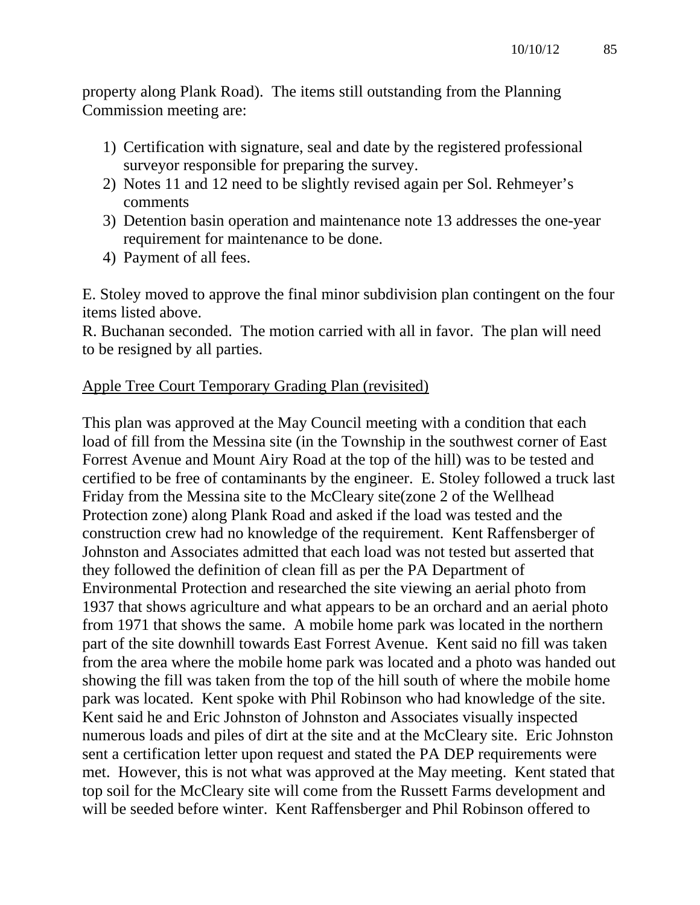property along Plank Road). The items still outstanding from the Planning Commission meeting are:

1) Certification with signature, seal and date by the registered professional surveyor responsible for preparing the survey.
2) Notes 11 and 12 need to be slightly revised again per Sol. Rehmeyer's comments
3) Detention basin operation and maintenance note 13 addresses the one-year requirement for maintenance to be done.
4) Payment of all fees.

E. Stoley moved to approve the final minor subdivision plan contingent on the four items listed above.
R. Buchanan seconded. The motion carried with all in favor. The plan will need to be resigned by all parties.

<u>Apple Tree Court Temporary Grading Plan (revisited)</u>

This plan was approved at the May Council meeting with a condition that each load of fill from the Messina site (in the Township in the southwest corner of East Forrest Avenue and Mount Airy Road at the top of the hill) was to be tested and certified to be free of contaminants by the engineer. E. Stoley followed a truck last Friday from the Messina site to the McCleary site(zone 2 of the Wellhead Protection zone) along Plank Road and asked if the load was tested and the construction crew had no knowledge of the requirement. Kent Raffensberger of Johnston and Associates admitted that each load was not tested but asserted that they followed the definition of clean fill as per the PA Department of Environmental Protection and researched the site viewing an aerial photo from 1937 that shows agriculture and what appears to be an orchard and an aerial photo from 1971 that shows the same. A mobile home park was located in the northern part of the site downhill towards East Forrest Avenue. Kent said no fill was taken from the area where the mobile home park was located and a photo was handed out showing the fill was taken from the top of the hill south of where the mobile home park was located. Kent spoke with Phil Robinson who had knowledge of the site. Kent said he and Eric Johnston of Johnston and Associates visually inspected numerous loads and piles of dirt at the site and at the McCleary site. Eric Johnston sent a certification letter upon request and stated the PA DEP requirements were met. However, this is not what was approved at the May meeting. Kent stated that top soil for the McCleary site will come from the Russett Farms development and will be seeded before winter. Kent Raffensberger and Phil Robinson offered to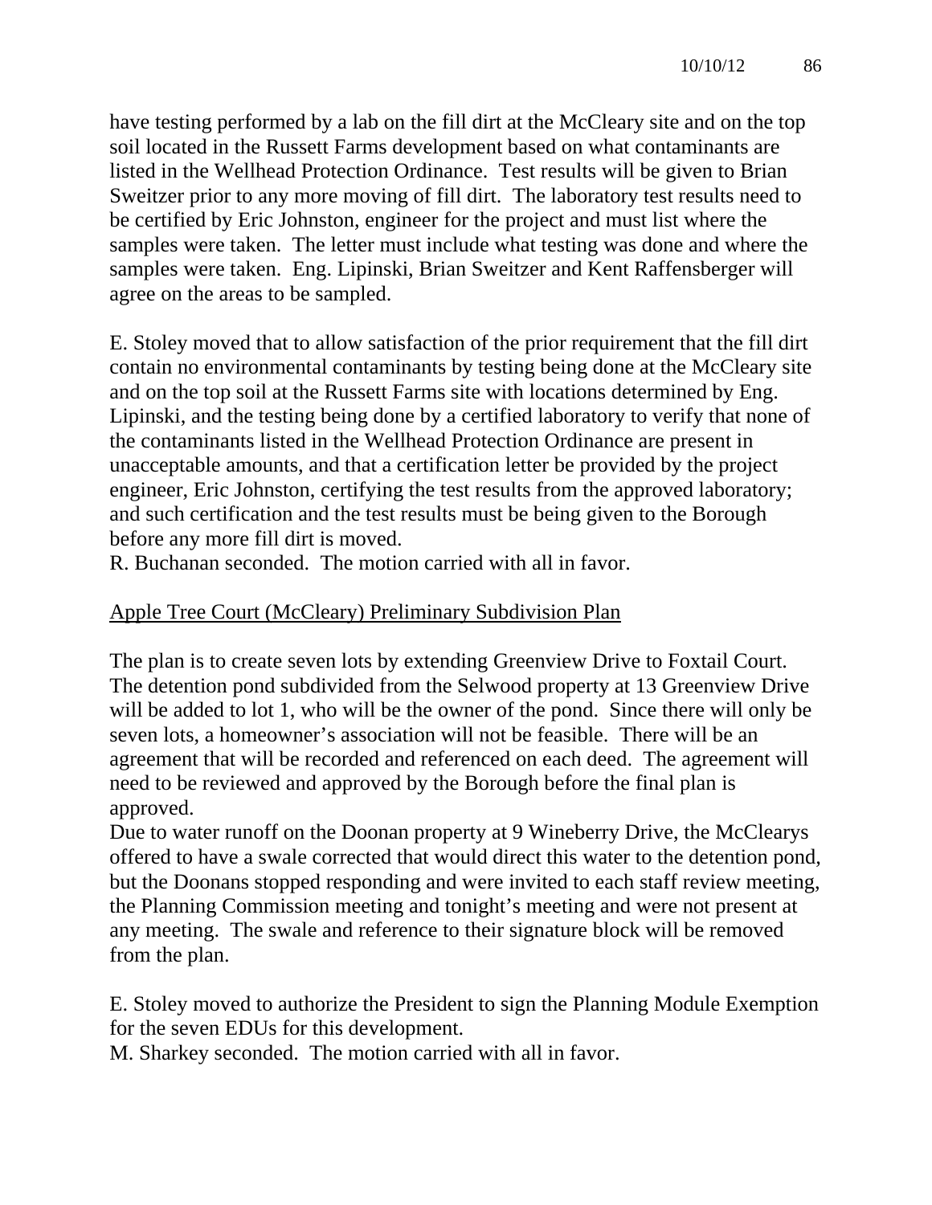have testing performed by a lab on the fill dirt at the McCleary site and on the top soil located in the Russett Farms development based on what contaminants are listed in the Wellhead Protection Ordinance. Test results will be given to Brian Sweitzer prior to any more moving of fill dirt. The laboratory test results need to be certified by Eric Johnston, engineer for the project and must list where the samples were taken. The letter must include what testing was done and where the samples were taken. Eng. Lipinski, Brian Sweitzer and Kent Raffensberger will agree on the areas to be sampled.

E. Stoley moved that to allow satisfaction of the prior requirement that the fill dirt contain no environmental contaminants by testing being done at the McCleary site and on the top soil at the Russett Farms site with locations determined by Eng. Lipinski, and the testing being done by a certified laboratory to verify that none of the contaminants listed in the Wellhead Protection Ordinance are present in unacceptable amounts, and that a certification letter be provided by the project engineer, Eric Johnston, certifying the test results from the approved laboratory; and such certification and the test results must be being given to the Borough before any more fill dirt is moved.
R. Buchanan seconded. The motion carried with all in favor.

Apple Tree Court (McCleary) Preliminary Subdivision Plan

The plan is to create seven lots by extending Greenview Drive to Foxtail Court. The detention pond subdivided from the Selwood property at 13 Greenview Drive will be added to lot 1, who will be the owner of the pond. Since there will only be seven lots, a homeowner's association will not be feasible. There will be an agreement that will be recorded and referenced on each deed. The agreement will need to be reviewed and approved by the Borough before the final plan is approved.
Due to water runoff on the Doonan property at 9 Wineberry Drive, the McClearys offered to have a swale corrected that would direct this water to the detention pond, but the Doonans stopped responding and were invited to each staff review meeting, the Planning Commission meeting and tonight's meeting and were not present at any meeting. The swale and reference to their signature block will be removed from the plan.

E. Stoley moved to authorize the President to sign the Planning Module Exemption for the seven EDUs for this development.
M. Sharkey seconded. The motion carried with all in favor.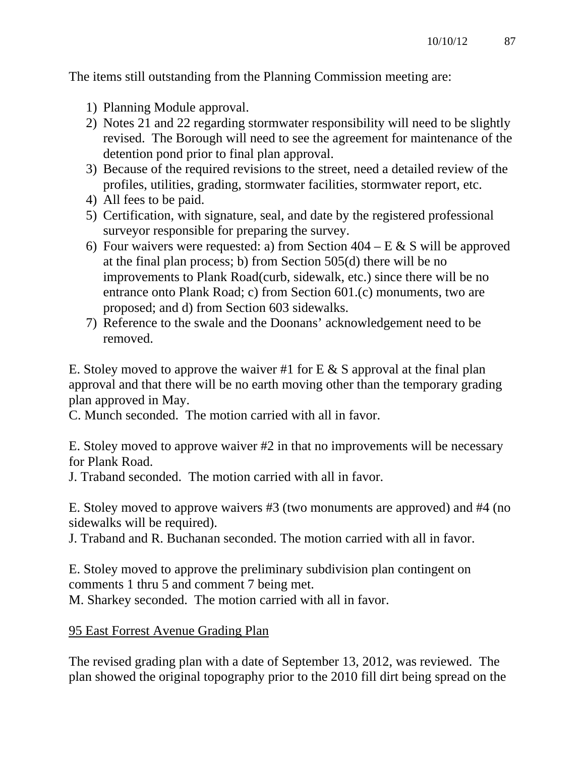The items still outstanding from the Planning Commission meeting are:

1) Planning Module approval.
2) Notes 21 and 22 regarding stormwater responsibility will need to be slightly revised. The Borough will need to see the agreement for maintenance of the detention pond prior to final plan approval.
3) Because of the required revisions to the street, need a detailed review of the profiles, utilities, grading, stormwater facilities, stormwater report, etc.
4) All fees to be paid.
5) Certification, with signature, seal, and date by the registered professional surveyor responsible for preparing the survey.
6) Four waivers were requested: a) from Section 404 – E & S will be approved at the final plan process; b) from Section 505(d) there will be no improvements to Plank Road(curb, sidewalk, etc.) since there will be no entrance onto Plank Road; c) from Section 601.(c) monuments, two are proposed; and d) from Section 603 sidewalks.
7) Reference to the swale and the Doonans' acknowledgement need to be removed.

E. Stoley moved to approve the waiver #1 for E & S approval at the final plan approval and that there will be no earth moving other than the temporary grading plan approved in May.
C. Munch seconded. The motion carried with all in favor.

E. Stoley moved to approve waiver #2 in that no improvements will be necessary for Plank Road.
J. Traband seconded. The motion carried with all in favor.

E. Stoley moved to approve waivers #3 (two monuments are approved) and #4 (no sidewalks will be required).
J. Traband and R. Buchanan seconded. The motion carried with all in favor.

E. Stoley moved to approve the preliminary subdivision plan contingent on comments 1 thru 5 and comment 7 being met.
M. Sharkey seconded. The motion carried with all in favor.

<u>95 East Forrest Avenue Grading Plan</u>

The revised grading plan with a date of September 13, 2012, was reviewed. The plan showed the original topography prior to the 2010 fill dirt being spread on the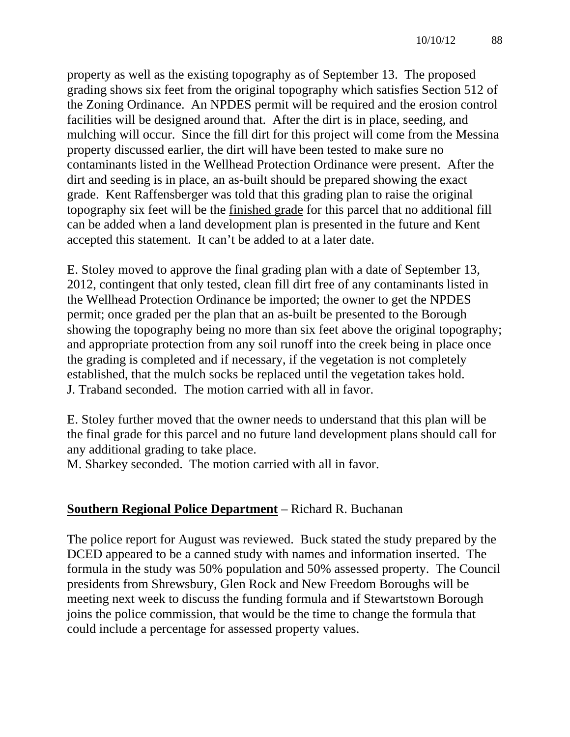property as well as the existing topography as of September 13. The proposed grading shows six feet from the original topography which satisfies Section 512 of the Zoning Ordinance. An NPDES permit will be required and the erosion control facilities will be designed around that. After the dirt is in place, seeding, and mulching will occur. Since the fill dirt for this project will come from the Messina property discussed earlier, the dirt will have been tested to make sure no contaminants listed in the Wellhead Protection Ordinance were present. After the dirt and seeding is in place, an as-built should be prepared showing the exact grade. Kent Raffensberger was told that this grading plan to raise the original topography six feet will be the <u>finished grade</u> for this parcel that no additional fill can be added when a land development plan is presented in the future and Kent accepted this statement. It can't be added to at a later date.

E. Stoley moved to approve the final grading plan with a date of September 13, 2012, contingent that only tested, clean fill dirt free of any contaminants listed in the Wellhead Protection Ordinance be imported; the owner to get the NPDES permit; once graded per the plan that an as-built be presented to the Borough showing the topography being no more than six feet above the original topography; and appropriate protection from any soil runoff into the creek being in place once the grading is completed and if necessary, if the vegetation is not completely established, that the mulch socks be replaced until the vegetation takes hold.
J. Traband seconded. The motion carried with all in favor.

E. Stoley further moved that the owner needs to understand that this plan will be the final grade for this parcel and no future land development plans should call for any additional grading to take place.
M. Sharkey seconded. The motion carried with all in favor.

**<u>Southern Regional Police Department</u>** – Richard R. Buchanan

The police report for August was reviewed. Buck stated the study prepared by the DCED appeared to be a canned study with names and information inserted. The formula in the study was 50% population and 50% assessed property. The Council presidents from Shrewsbury, Glen Rock and New Freedom Boroughs will be meeting next week to discuss the funding formula and if Stewartstown Borough joins the police commission, that would be the time to change the formula that could include a percentage for assessed property values.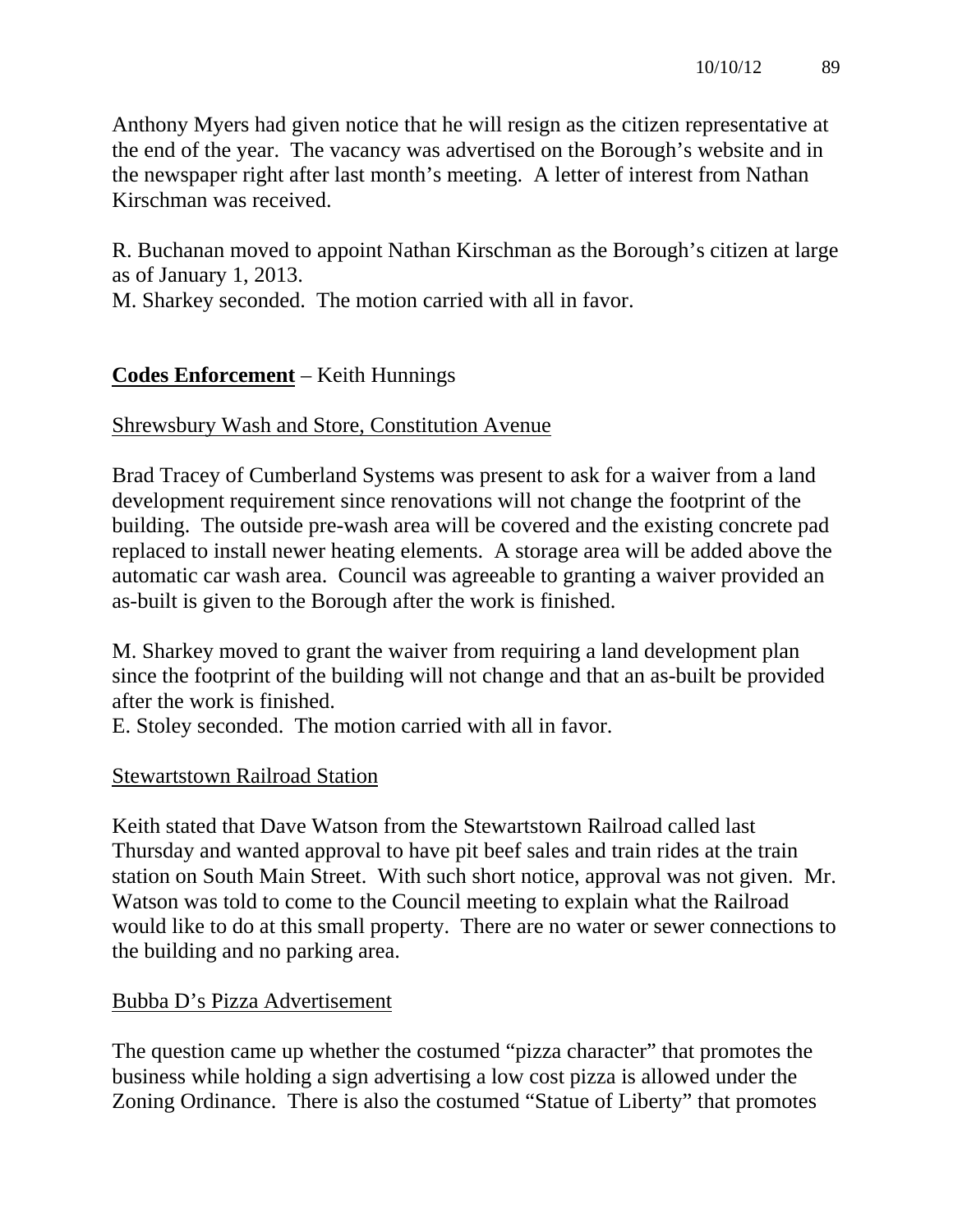Anthony Myers had given notice that he will resign as the citizen representative at the end of the year. The vacancy was advertised on the Borough's website and in the newspaper right after last month's meeting. A letter of interest from Nathan Kirschman was received.

R. Buchanan moved to appoint Nathan Kirschman as the Borough's citizen at large as of January 1, 2013.
M. Sharkey seconded. The motion carried with all in favor.

**<u>Codes Enforcement</u>** – Keith Hunnings

<u>Shrewsbury Wash and Store, Constitution Avenue</u>

Brad Tracey of Cumberland Systems was present to ask for a waiver from a land development requirement since renovations will not change the footprint of the building. The outside pre-wash area will be covered and the existing concrete pad replaced to install newer heating elements. A storage area will be added above the automatic car wash area. Council was agreeable to granting a waiver provided an as-built is given to the Borough after the work is finished.

M. Sharkey moved to grant the waiver from requiring a land development plan since the footprint of the building will not change and that an as-built be provided after the work is finished.
E. Stoley seconded. The motion carried with all in favor.

<u>Stewartstown Railroad Station</u>

Keith stated that Dave Watson from the Stewartstown Railroad called last Thursday and wanted approval to have pit beef sales and train rides at the train station on South Main Street. With such short notice, approval was not given. Mr. Watson was told to come to the Council meeting to explain what the Railroad would like to do at this small property. There are no water or sewer connections to the building and no parking area.

<u>Bubba D's Pizza Advertisement</u>

The question came up whether the costumed "pizza character" that promotes the business while holding a sign advertising a low cost pizza is allowed under the Zoning Ordinance. There is also the costumed "Statue of Liberty" that promotes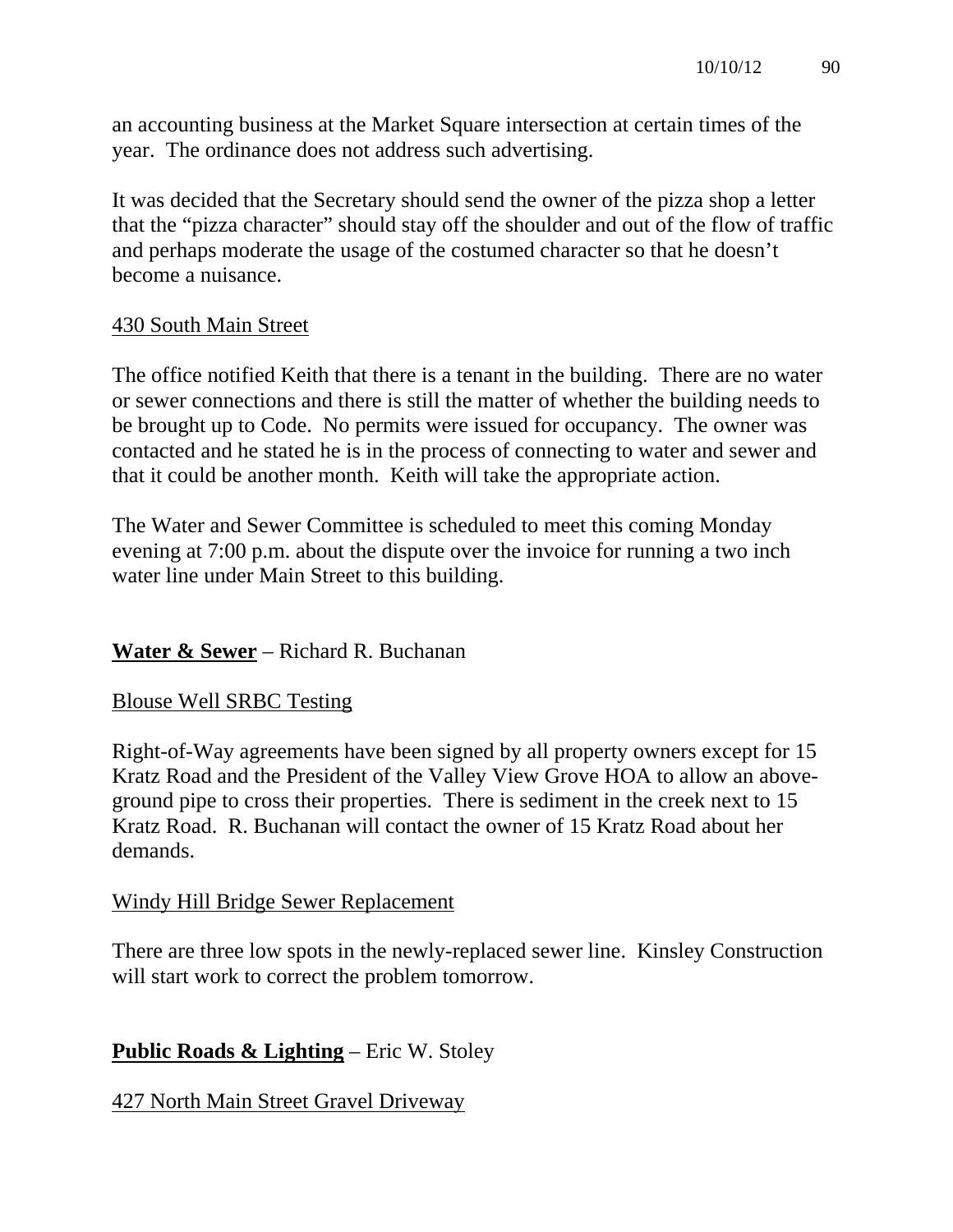an accounting business at the Market Square intersection at certain times of the year. The ordinance does not address such advertising.

It was decided that the Secretary should send the owner of the pizza shop a letter that the "pizza character" should stay off the shoulder and out of the flow of traffic and perhaps moderate the usage of the costumed character so that he doesn't become a nuisance.

430 South Main Street

The office notified Keith that there is a tenant in the building. There are no water or sewer connections and there is still the matter of whether the building needs to be brought up to Code. No permits were issued for occupancy. The owner was contacted and he stated he is in the process of connecting to water and sewer and that it could be another month. Keith will take the appropriate action.

The Water and Sewer Committee is scheduled to meet this coming Monday evening at 7:00 p.m. about the dispute over the invoice for running a two inch water line under Main Street to this building.

**Water & Sewer** – Richard R. Buchanan

Blouse Well SRBC Testing

Right-of-Way agreements have been signed by all property owners except for 15 Kratz Road and the President of the Valley View Grove HOA to allow an above-ground pipe to cross their properties. There is sediment in the creek next to 15 Kratz Road. R. Buchanan will contact the owner of 15 Kratz Road about her demands.

Windy Hill Bridge Sewer Replacement

There are three low spots in the newly-replaced sewer line. Kinsley Construction will start work to correct the problem tomorrow.

**Public Roads & Lighting** – Eric W. Stoley

427 North Main Street Gravel Driveway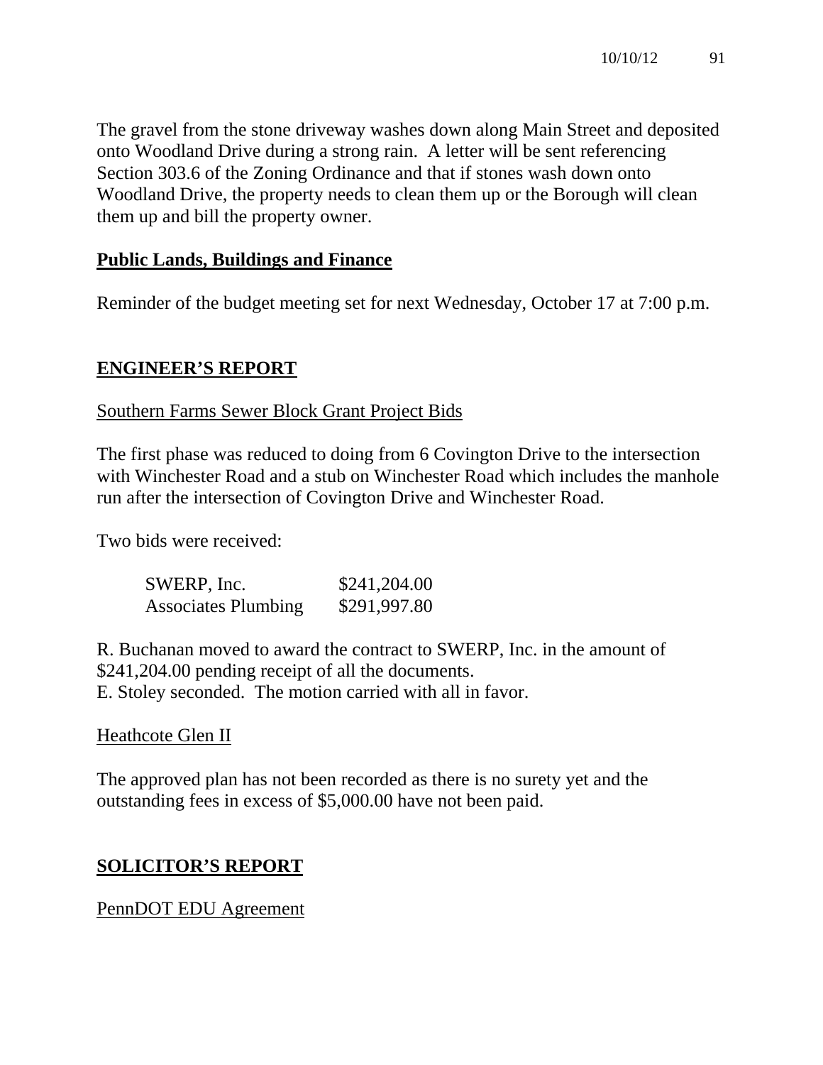The gravel from the stone driveway washes down along Main Street and deposited onto Woodland Drive during a strong rain. A letter will be sent referencing Section 303.6 of the Zoning Ordinance and that if stones wash down onto Woodland Drive, the property needs to clean them up or the Borough will clean them up and bill the property owner.

**Public Lands, Buildings and Finance**

Reminder of the budget meeting set for next Wednesday, October 17 at 7:00 p.m.

## ENGINEER'S REPORT

Southern Farms Sewer Block Grant Project Bids

The first phase was reduced to doing from 6 Covington Drive to the intersection with Winchester Road and a stub on Winchester Road which includes the manhole run after the intersection of Covington Drive and Winchester Road.

Two bids were received:

| | |
|---|---|
| SWERP, Inc. | $241,204.00 |
| Associates Plumbing | $291,997.80 |

R. Buchanan moved to award the contract to SWERP, Inc. in the amount of $241,204.00 pending receipt of all the documents.
E. Stoley seconded. The motion carried with all in favor.

Heathcote Glen II

The approved plan has not been recorded as there is no surety yet and the outstanding fees in excess of $5,000.00 have not been paid.

## SOLICITOR'S REPORT

PennDOT EDU Agreement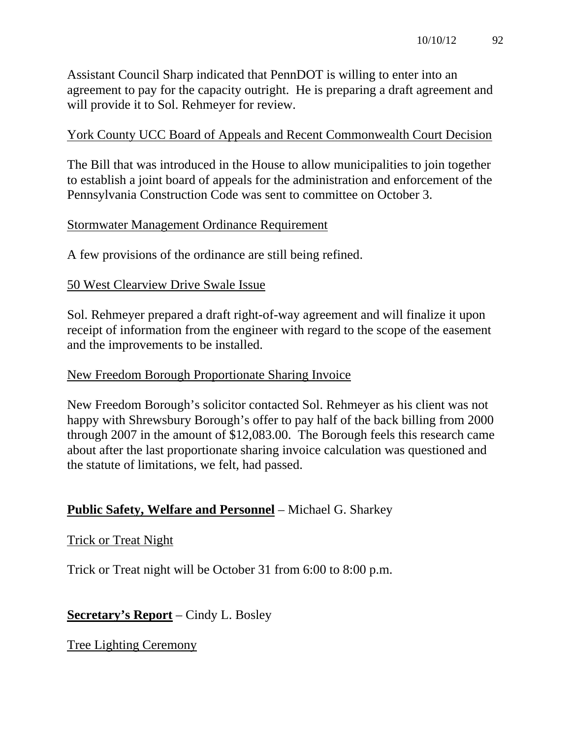Assistant Council Sharp indicated that PennDOT is willing to enter into an agreement to pay for the capacity outright. He is preparing a draft agreement and will provide it to Sol. Rehmeyer for review.

<u>York County UCC Board of Appeals and Recent Commonwealth Court Decision</u>

The Bill that was introduced in the House to allow municipalities to join together to establish a joint board of appeals for the administration and enforcement of the Pennsylvania Construction Code was sent to committee on October 3.

<u>Stormwater Management Ordinance Requirement</u>

A few provisions of the ordinance are still being refined.

<u>50 West Clearview Drive Swale Issue</u>

Sol. Rehmeyer prepared a draft right-of-way agreement and will finalize it upon receipt of information from the engineer with regard to the scope of the easement and the improvements to be installed.

<u>New Freedom Borough Proportionate Sharing Invoice</u>

New Freedom Borough's solicitor contacted Sol. Rehmeyer as his client was not happy with Shrewsbury Borough's offer to pay half of the back billing from 2000 through 2007 in the amount of $12,083.00. The Borough feels this research came about after the last proportionate sharing invoice calculation was questioned and the statute of limitations, we felt, had passed.

**<u>Public Safety, Welfare and Personnel</u>** – Michael G. Sharkey

<u>Trick or Treat Night</u>

Trick or Treat night will be October 31 from 6:00 to 8:00 p.m.

**<u>Secretary's Report</u>** – Cindy L. Bosley

<u>Tree Lighting Ceremony</u>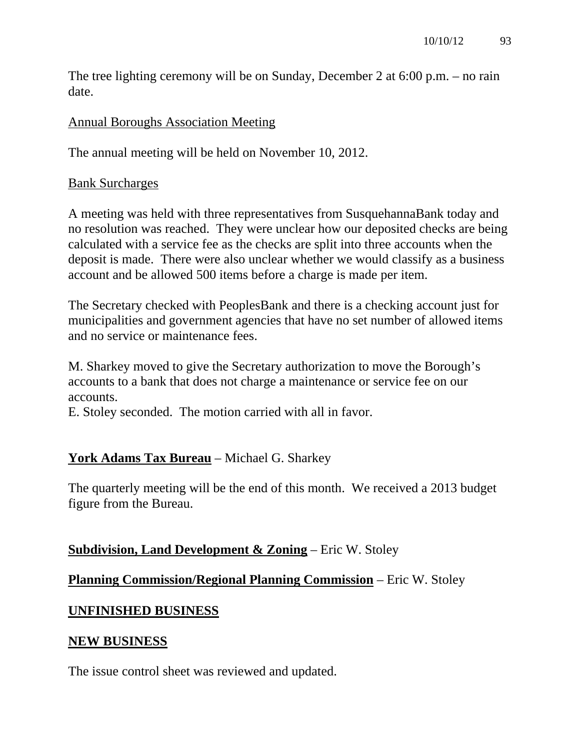The tree lighting ceremony will be on Sunday, December 2 at 6:00 p.m. – no rain date.

Annual Boroughs Association Meeting

The annual meeting will be held on November 10, 2012.

Bank Surcharges

A meeting was held with three representatives from SusquehannaBank today and no resolution was reached. They were unclear how our deposited checks are being calculated with a service fee as the checks are split into three accounts when the deposit is made. There were also unclear whether we would classify as a business account and be allowed 500 items before a charge is made per item.

The Secretary checked with PeoplesBank and there is a checking account just for municipalities and government agencies that have no set number of allowed items and no service or maintenance fees.

M. Sharkey moved to give the Secretary authorization to move the Borough's accounts to a bank that does not charge a maintenance or service fee on our accounts.
E. Stoley seconded. The motion carried with all in favor.

**York Adams Tax Bureau** – Michael G. Sharkey

The quarterly meeting will be the end of this month. We received a 2013 budget figure from the Bureau.

**Subdivision, Land Development & Zoning** – Eric W. Stoley

**Planning Commission/Regional Planning Commission** – Eric W. Stoley

**UNFINISHED BUSINESS**

**NEW BUSINESS**

The issue control sheet was reviewed and updated.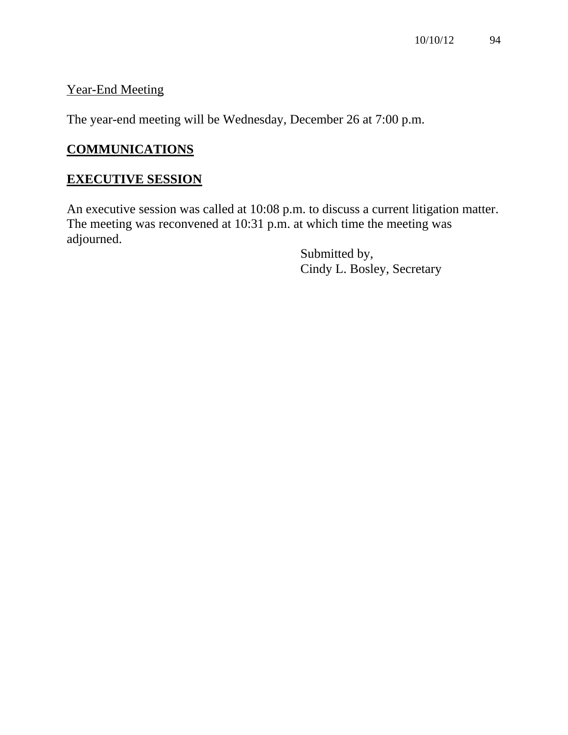Year-End Meeting

The year-end meeting will be Wednesday, December 26 at 7:00 p.m.

## COMMUNICATIONS

## EXECUTIVE SESSION

An executive session was called at 10:08 p.m. to discuss a current litigation matter. The meeting was reconvened at 10:31 p.m. at which time the meeting was adjourned.

Submitted by,
Cindy L. Bosley, Secretary